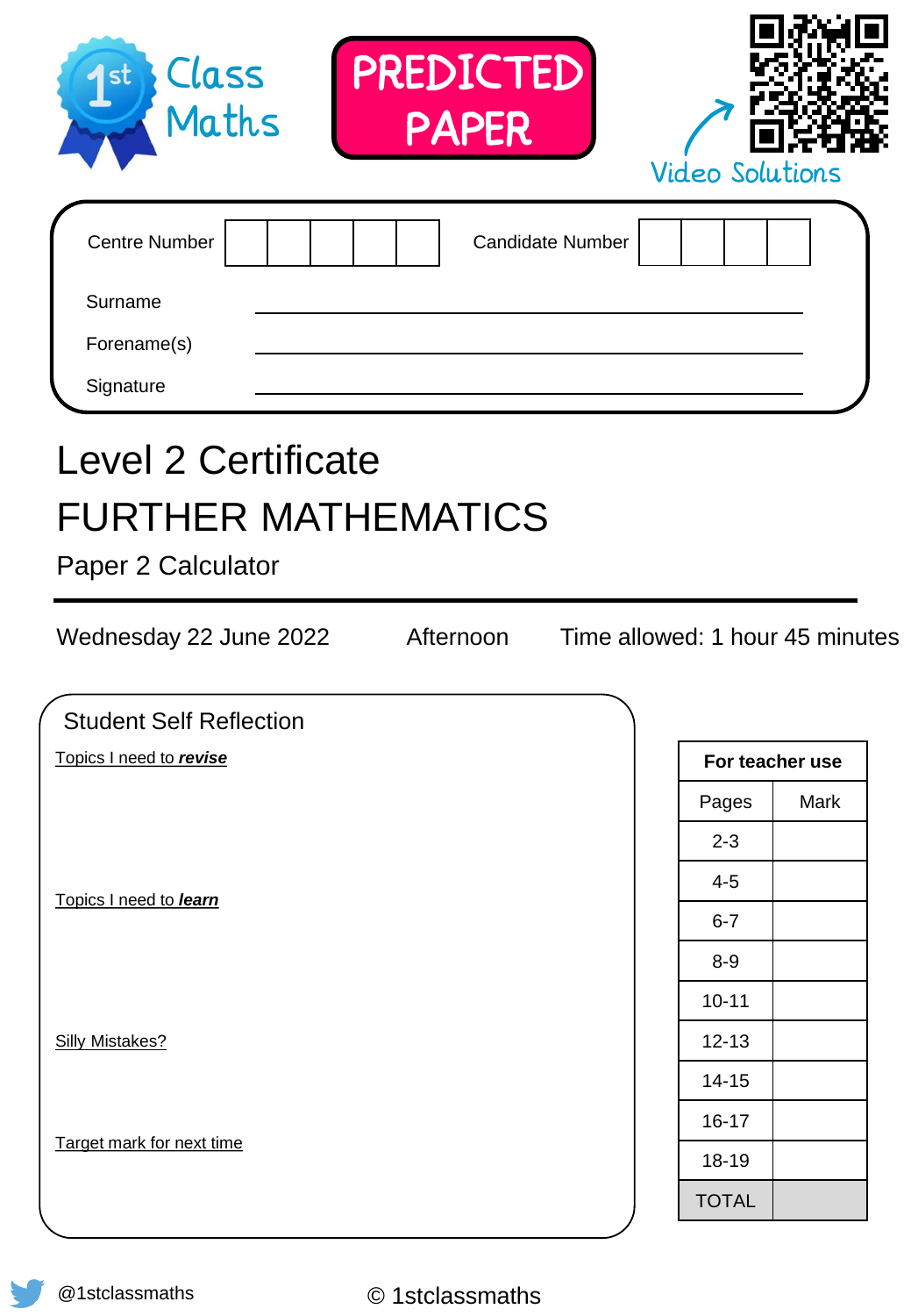1st Class Maths

**PREDICTED PAPER**

Video Solutions

| Centre Number | | | | | | Candidate Number | | | | |
|---|---|---|---|---|---|---|---|---|---|---|

Surname ______________________

Forename(s) ______________________

Signature ______________________

# Level 2 Certificate

# FURTHER MATHEMATICS

## Paper 2 Calculator

Wednesday 22 June 2022 Afternoon Time allowed: 1 hour 45 minutes

**Student Self Reflection**

Topics I need to ***revise***

Topics I need to ***learn***

Silly Mistakes?

Target mark for next time

| For teacher use | |
|---|---|
| Pages | Mark |
| 2-3 | |
| 4-5 | |
| 6-7 | |
| 8-9 | |
| 10-11 | |
| 12-13 | |
| 14-15 | |
| 16-17 | |
| 18-19 | |
| TOTAL | |

@1stclassmaths

© 1stclassmaths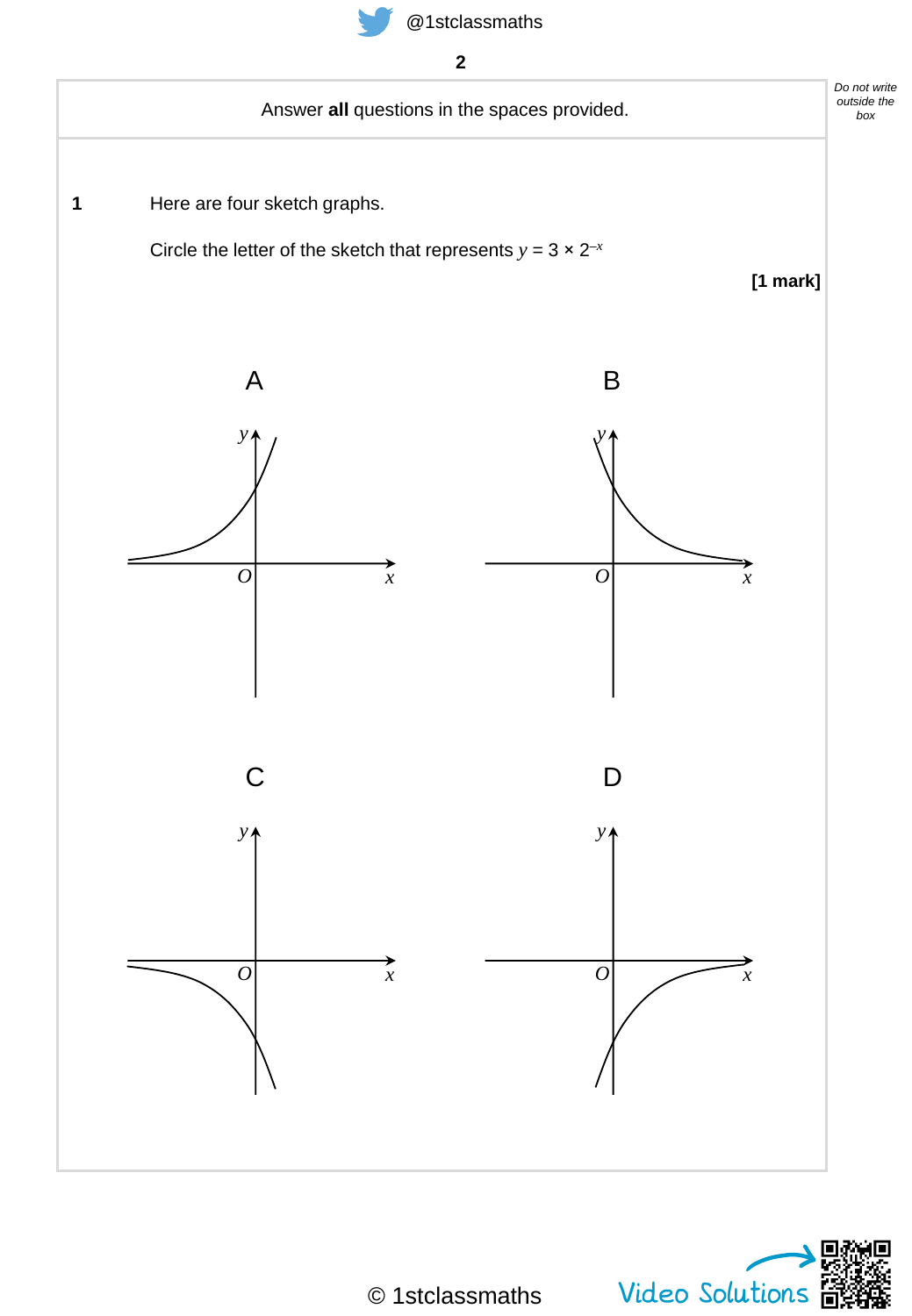Answer **all** questions in the spaces provided.

**1** Here are four sketch graphs.

Circle the letter of the sketch that represents $y = 3 \times 2^{-x}$

**[1 mark]**

A

B

C

D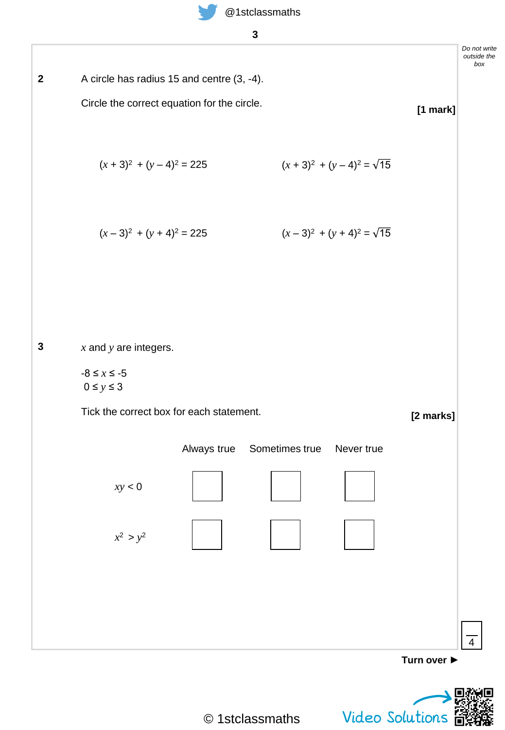**2** A circle has radius 15 and centre (3, -4).

Circle the correct equation for the circle. **[1 mark]**

$(x + 3)^2 + (y - 4)^2 = 225$ $\quad\quad$ $(x + 3)^2 + (y - 4)^2 = \sqrt{15}$

$(x - 3)^2 + (y + 4)^2 = 225$ $\quad\quad$ $(x - 3)^2 + (y + 4)^2 = \sqrt{15}$

**3** $x$ and $y$ are integers.

$-8 \leq x \leq -5$
$0 \leq y \leq 3$

Tick the correct box for each statement. **[2 marks]**

| | Always true | Sometimes true | Never true |
|---|---|---|---|
| $xy < 0$ | ☐ | ☐ | ☐ |
| $x^2 > y^2$ | ☐ | ☐ | ☐ |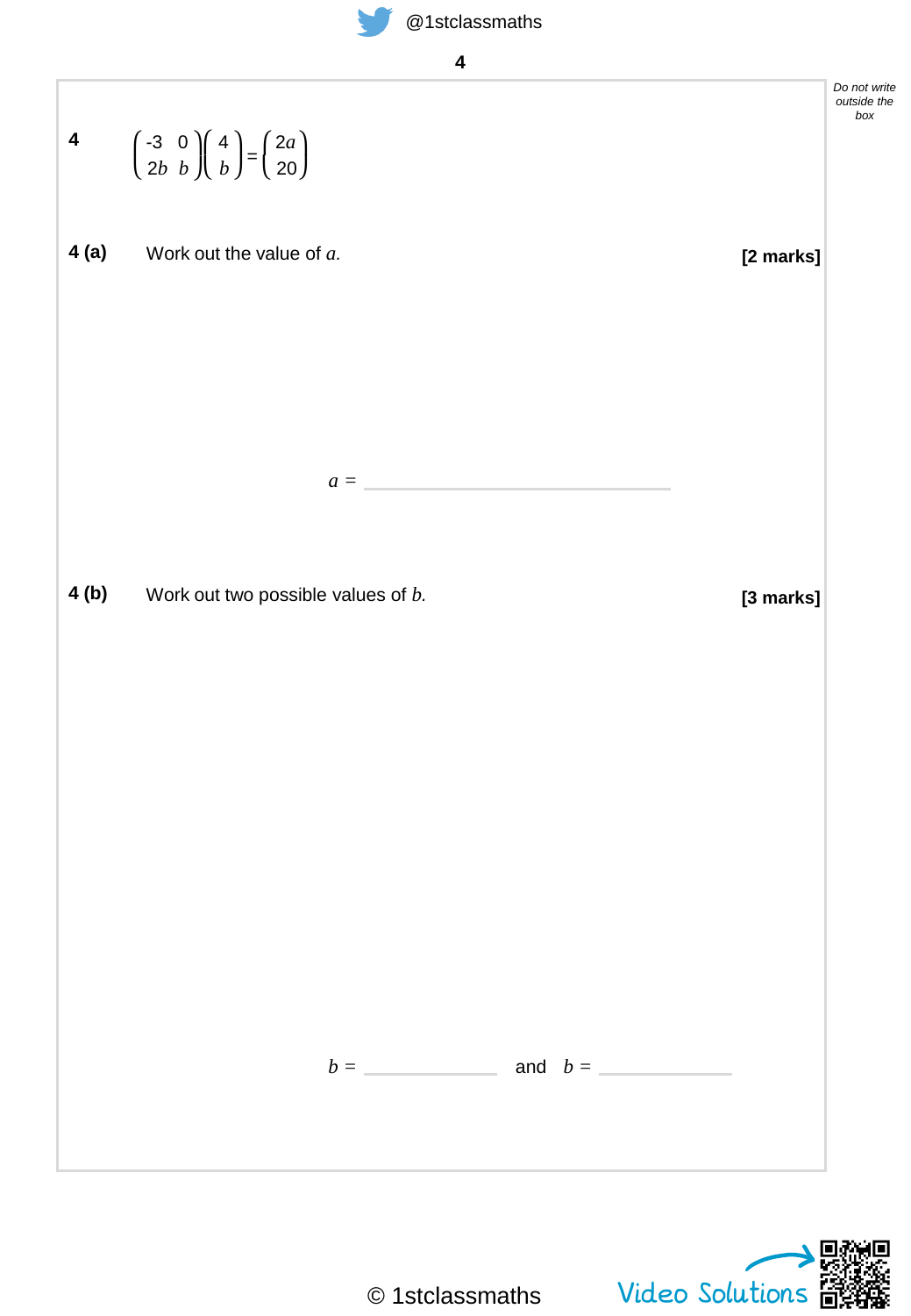**4**

$$\begin{pmatrix} -3 & 0 \\ 2b & b \end{pmatrix}\begin{pmatrix} 4 \\ b \end{pmatrix} = \begin{pmatrix} 2a \\ 20 \end{pmatrix}$$

**4 (a)** Work out the value of $a$. **[2 marks]**

$a$ = ______________________________

**4 (b)** Work out two possible values of $b$. **[3 marks]**

$b$ = ______________ and $b$ = ______________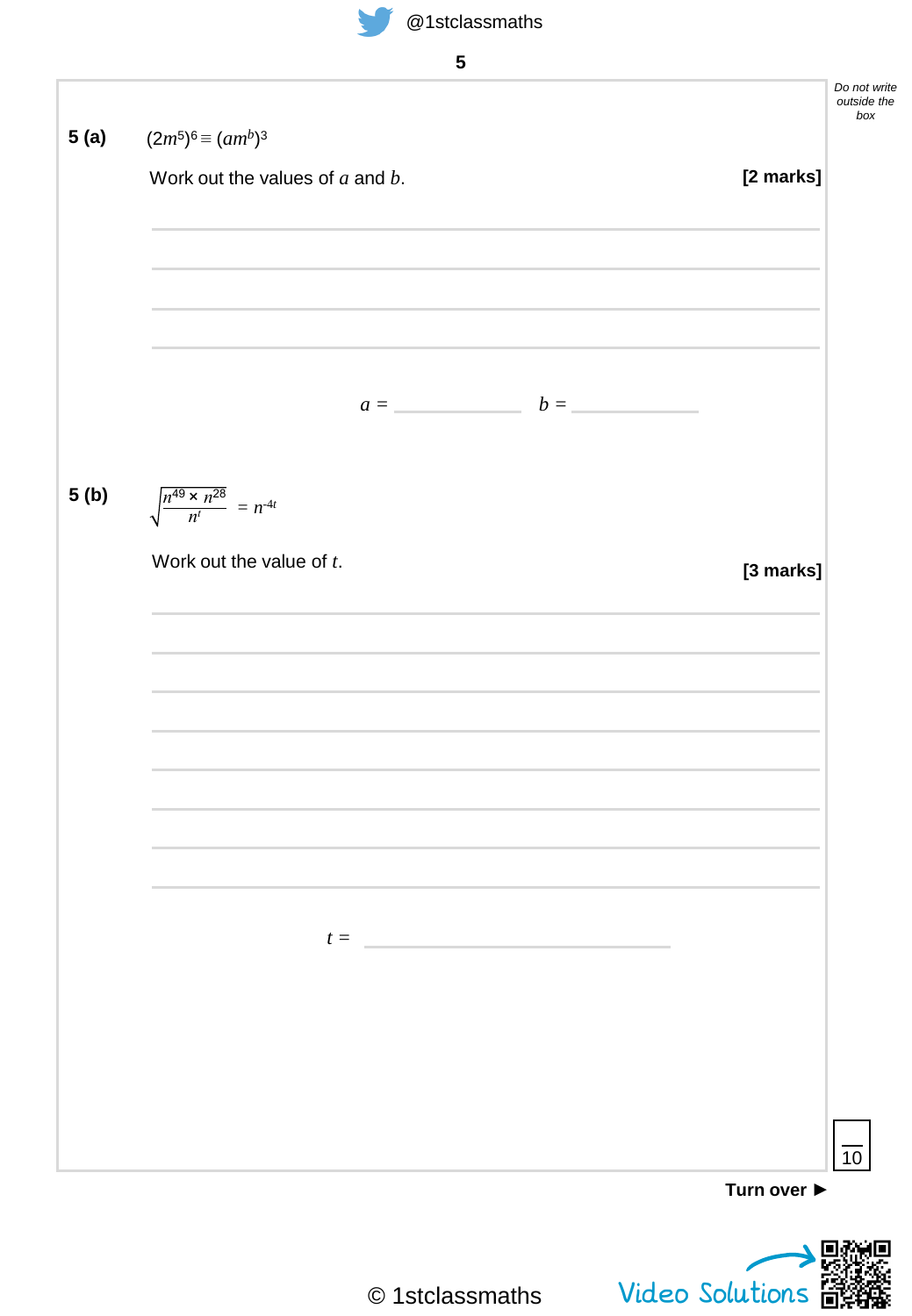**5 (a)** $(2m^5)^6 \equiv (am^b)^3$

Work out the values of $a$ and $b$. **[2 marks]**

$a$ = ____________ $b$ = ____________

**5 (b)** $\sqrt{\dfrac{n^{49} \times n^{28}}{n^t}} = n^{-4t}$

Work out the value of $t$. **[3 marks]**

$t$ = ______________________

Do not write outside the box

10

**Turn over ►**

© 1stclassmaths

Video Solutions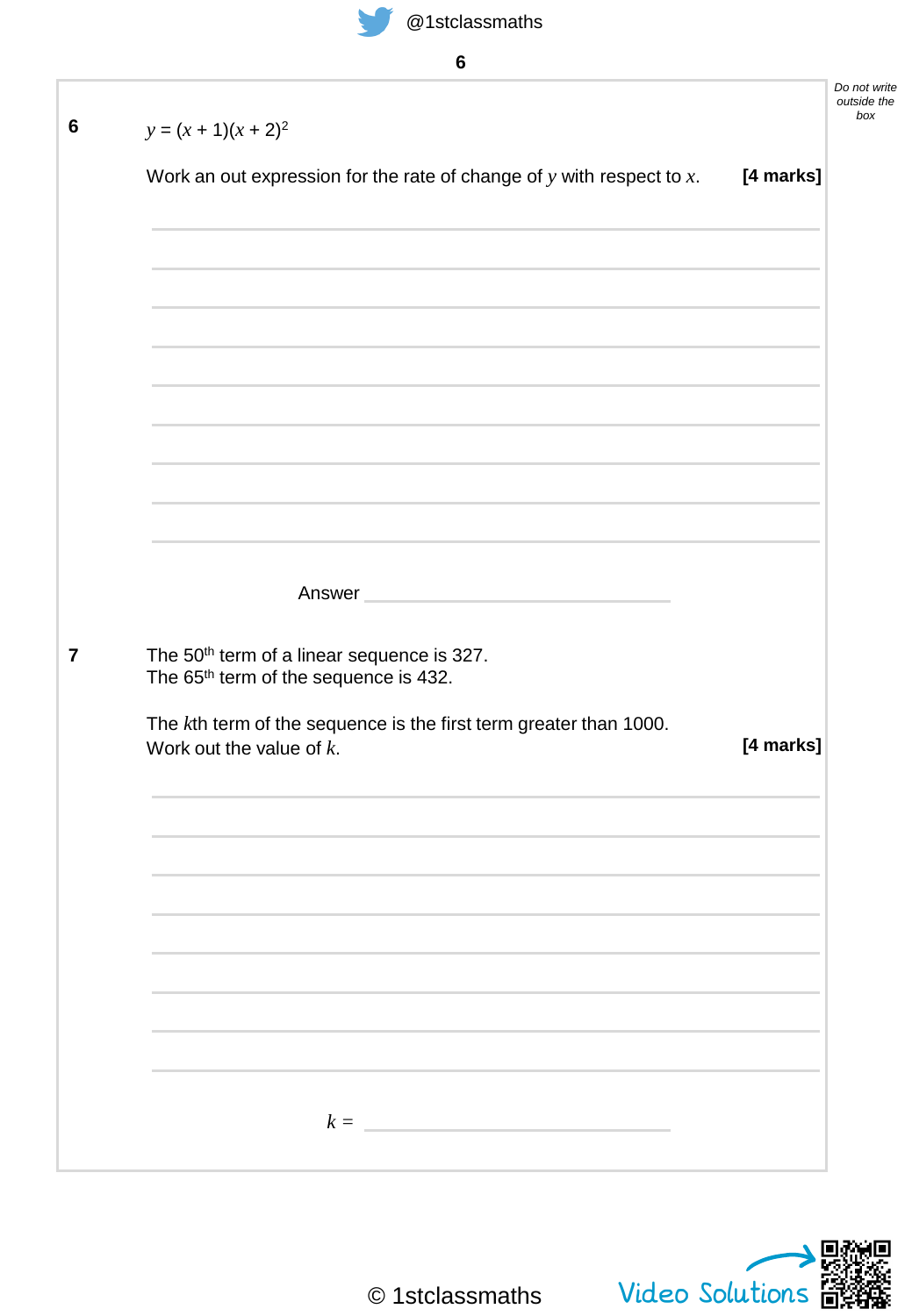**6** $y = (x + 1)(x + 2)^2$

Work an out expression for the rate of change of $y$ with respect to $x$. **[4 marks]**

Answer ______________________

**7** The 50th term of a linear sequence is 327.
The 65th term of the sequence is 432.

The $k$th term of the sequence is the first term greater than 1000.
Work out the value of $k$. **[4 marks]**

$k =$ ______________________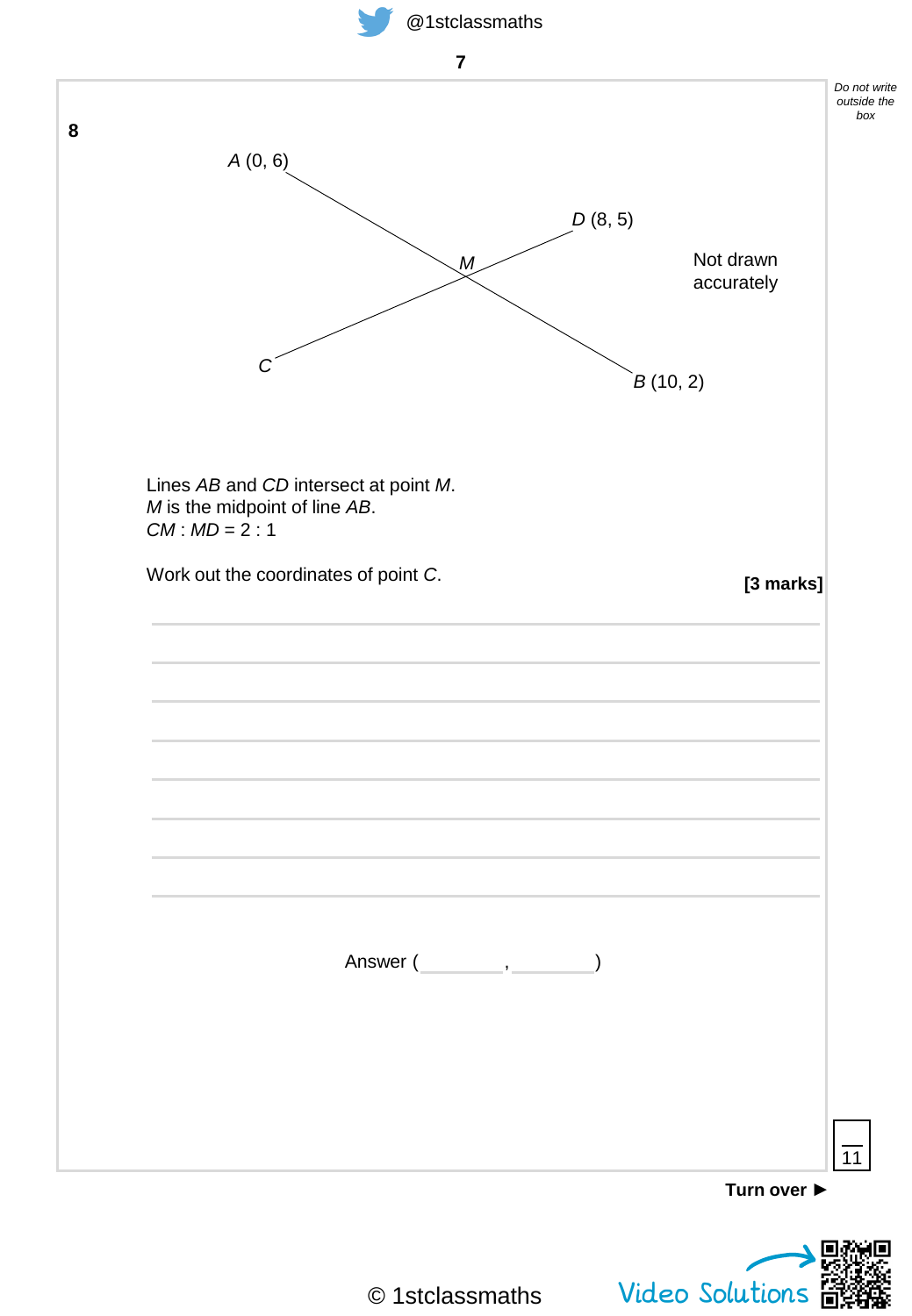**8**

*A* (0, 6)

*D* (8, 5)

*M*

Not drawn accurately

*C*

*B* (10, 2)

Lines *AB* and *CD* intersect at point *M*.
*M* is the midpoint of line *AB*.
*CM* : *MD* = 2 : 1

Work out the coordinates of point *C*.

**[3 marks]**

Answer (________ , ________)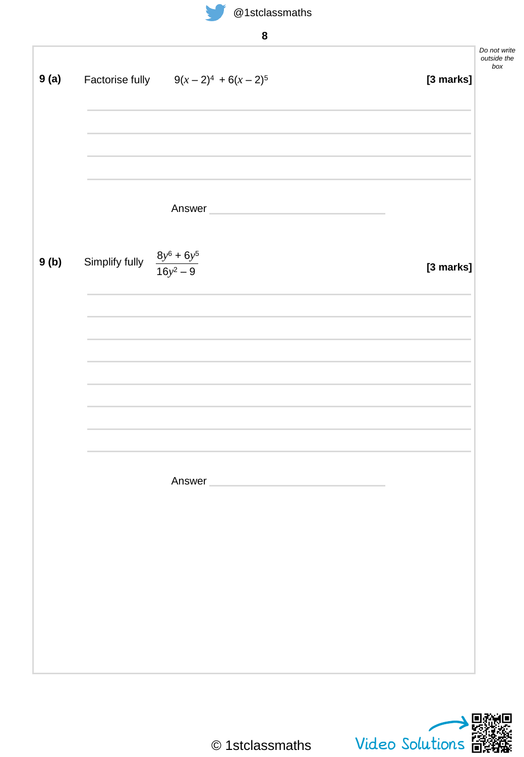Do not write outside the box

**9 (a)** Factorise fully $9(x-2)^4 + 6(x-2)^5$ **[3 marks]**

Answer ____________________

**9 (b)** Simplify fully $\dfrac{8y^6 + 6y^5}{16y^2 - 9}$ **[3 marks]**

Answer ____________________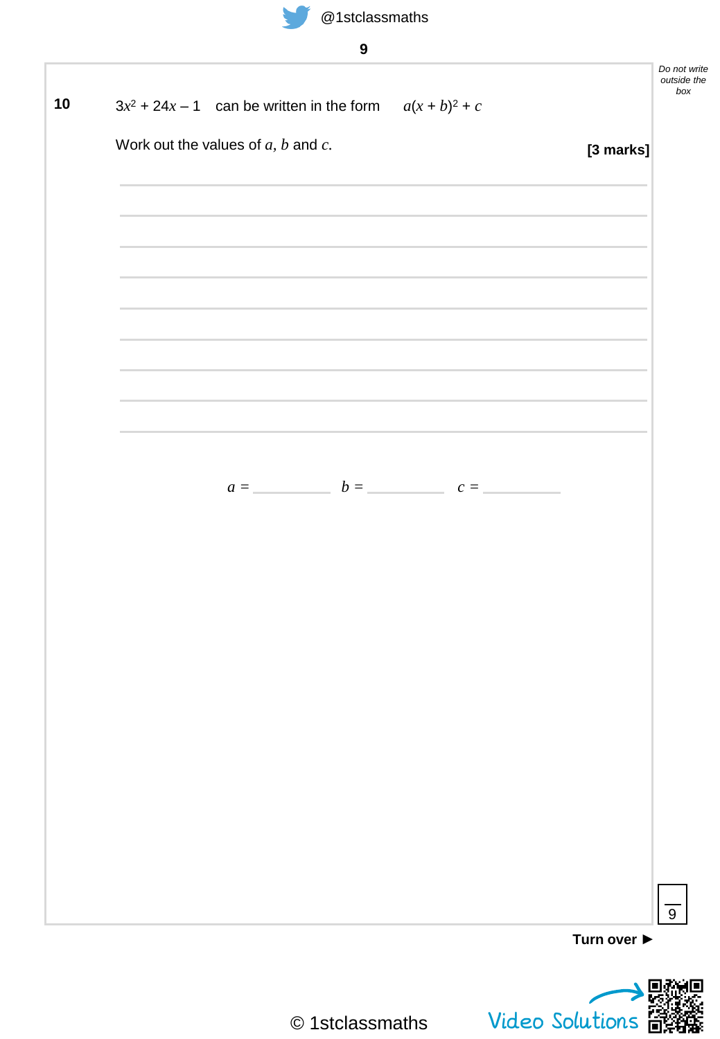**10** $3x^2 + 24x - 1$ can be written in the form $a(x + b)^2 + c$

Work out the values of $a$, $b$ and $c$.

**[3 marks]**

$a$ = ____________ $b$ = ____________ $c$ = ____________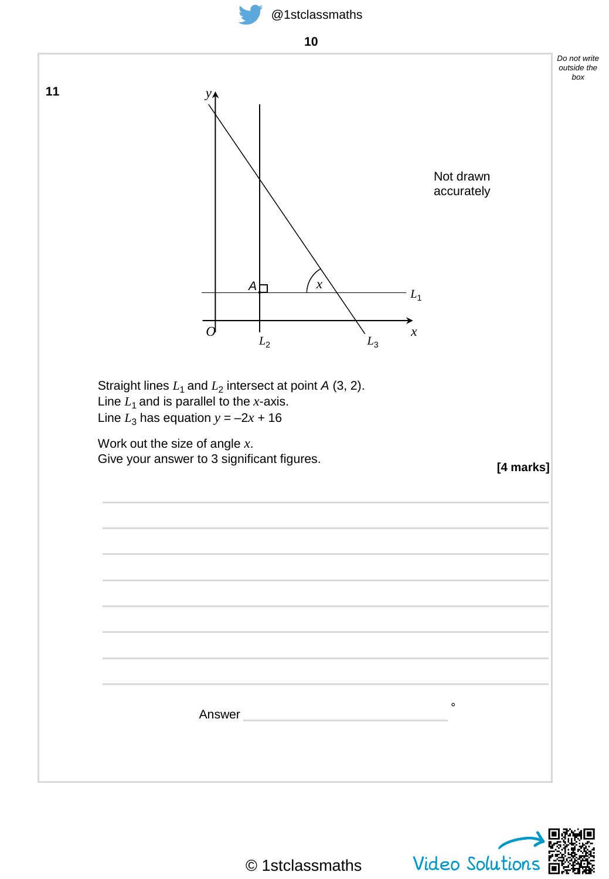**11**

Not drawn accurately

Straight lines $L_1$ and $L_2$ intersect at point $A$ (3, 2).
Line $L_1$ and is parallel to the $x$-axis.
Line $L_3$ has equation $y = -2x + 16$

Work out the size of angle $x$.
Give your answer to 3 significant figures.

**[4 marks]**

Answer ______________________ °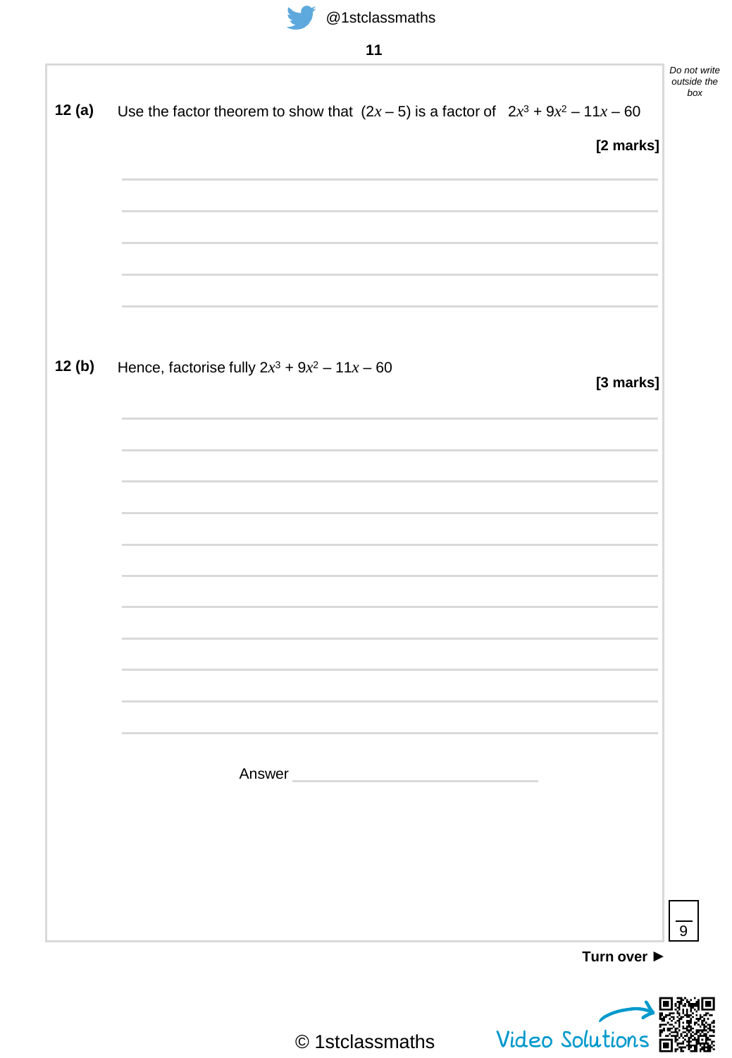Do not write outside the box

**12 (a)** Use the factor theorem to show that $(2x - 5)$ is a factor of $2x^3 + 9x^2 - 11x - 60$

**[2 marks]**

**12 (b)** Hence, factorise fully $2x^3 + 9x^2 - 11x - 60$

**[3 marks]**

Answer ______________________________

9

**Turn over ►**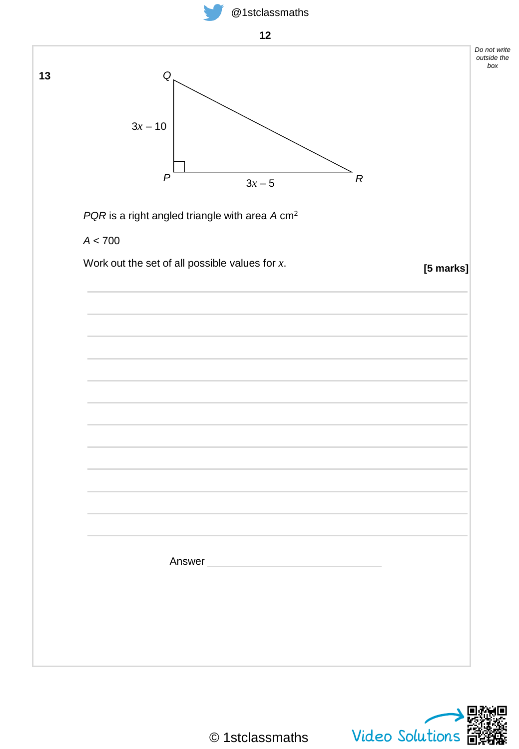**13**

Triangle with vertices $Q$, $P$, $R$; right angle at $P$.

$PQ = 3x - 10$

$PR = 3x - 5$

*PQR* is a right angled triangle with area $A$ cm$^2$

$A < 700$

Work out the set of all possible values for $x$.

**[5 marks]**

Answer \_\_\_\_\_\_\_\_\_\_\_\_\_\_\_\_\_\_\_\_\_\_\_\_\_\_\_\_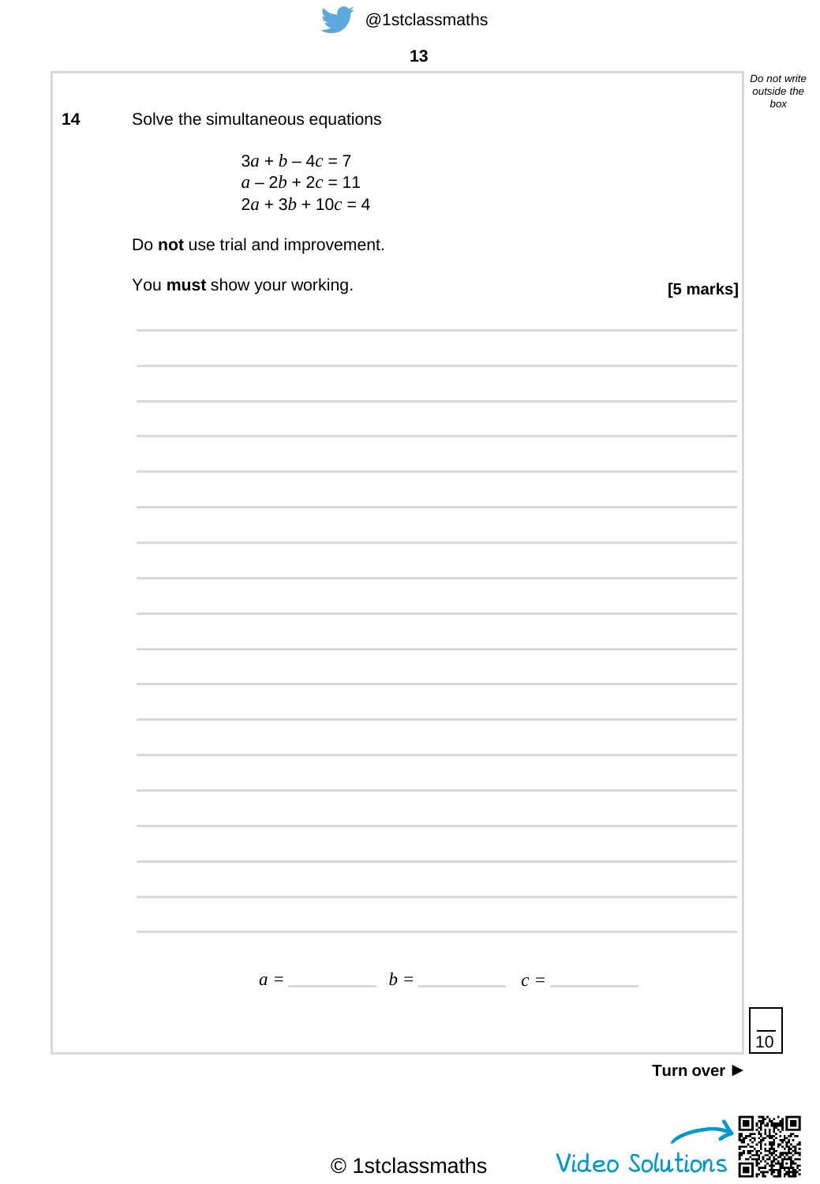**14** Solve the simultaneous equations

$$3a + b - 4c = 7$$
$$a - 2b + 2c = 11$$
$$2a + 3b + 10c = 4$$

Do **not** use trial and improvement.

You **must** show your working.

**[5 marks]**

$a$ = ____________ $b$ = ____________ $c$ = ____________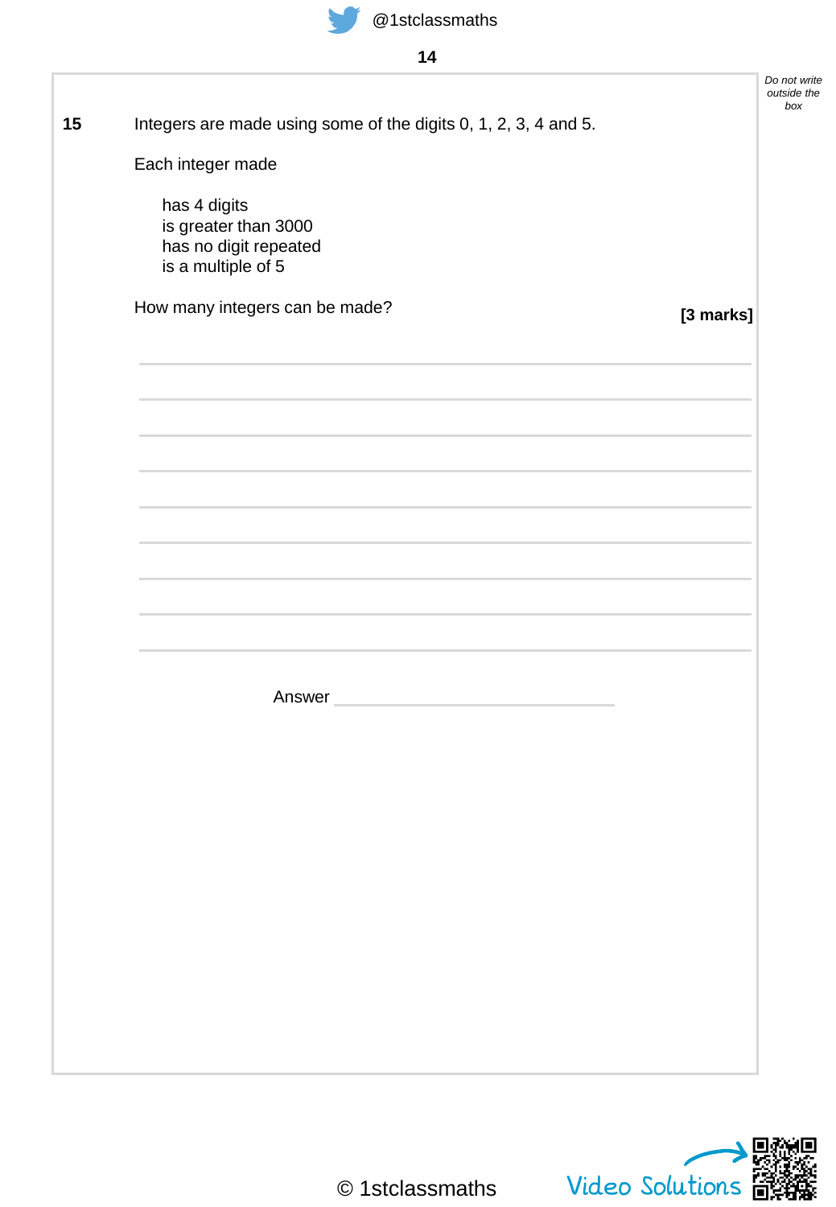**15** Integers are made using some of the digits 0, 1, 2, 3, 4 and 5.

Each integer made

has 4 digits
is greater than 3000
has no digit repeated
is a multiple of 5

How many integers can be made? **[3 marks]**

Answer \_\_\_\_\_\_\_\_\_\_\_\_\_\_\_\_\_\_\_\_\_\_\_\_\_\_\_\_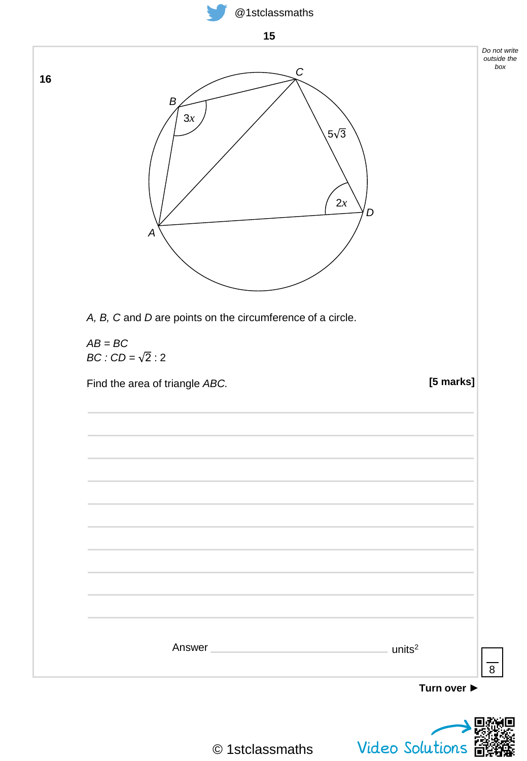**16**

$A$, $B$, $C$ and $D$ are points on the circumference of a circle.

$AB = BC$

$BC : CD = \sqrt{2} : 2$

Find the area of triangle $ABC$.

**[5 marks]**

Answer ______________________________ units$^2$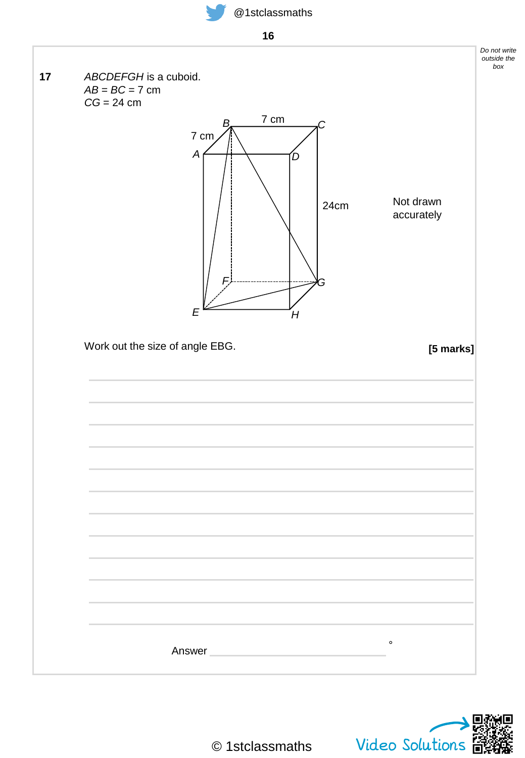**17** *ABCDEFGH* is a cuboid.

*AB* = *BC* = 7 cm

*CG* = 24 cm

Not drawn accurately

Work out the size of angle EBG. **[5 marks]**

Answer ______________________ °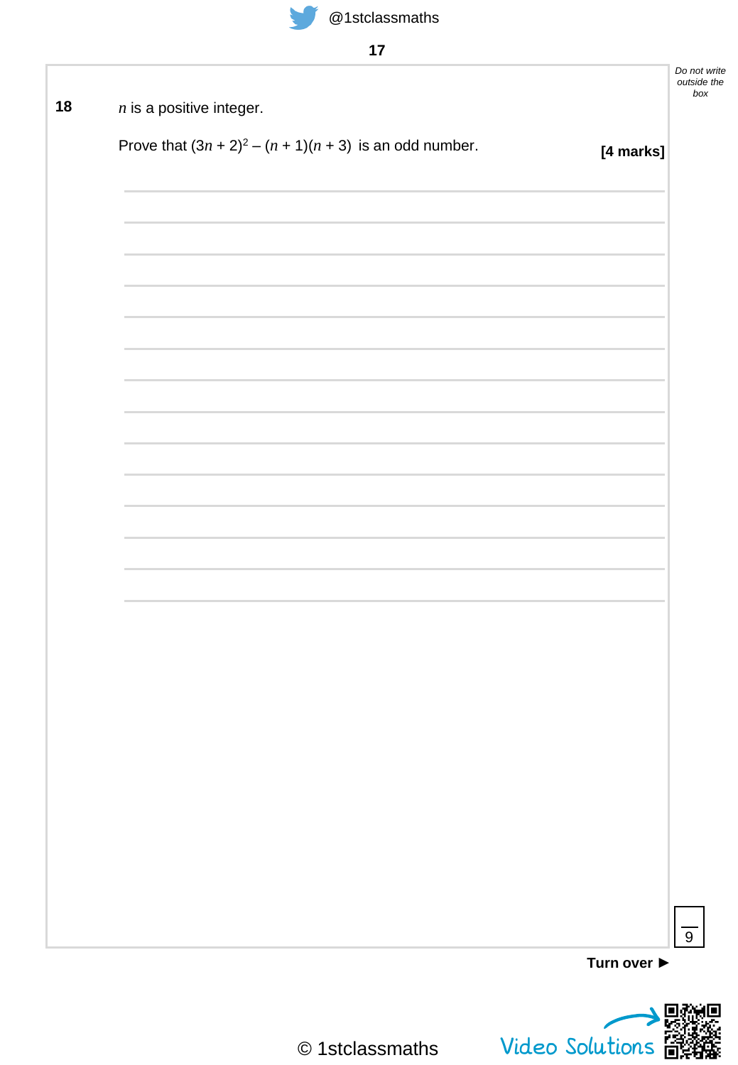**18** $n$ is a positive integer.

Prove that $(3n + 2)^2 - (n + 1)(n + 3)$ is an odd number.

**[4 marks]**

Do not write outside the box

Turn over ►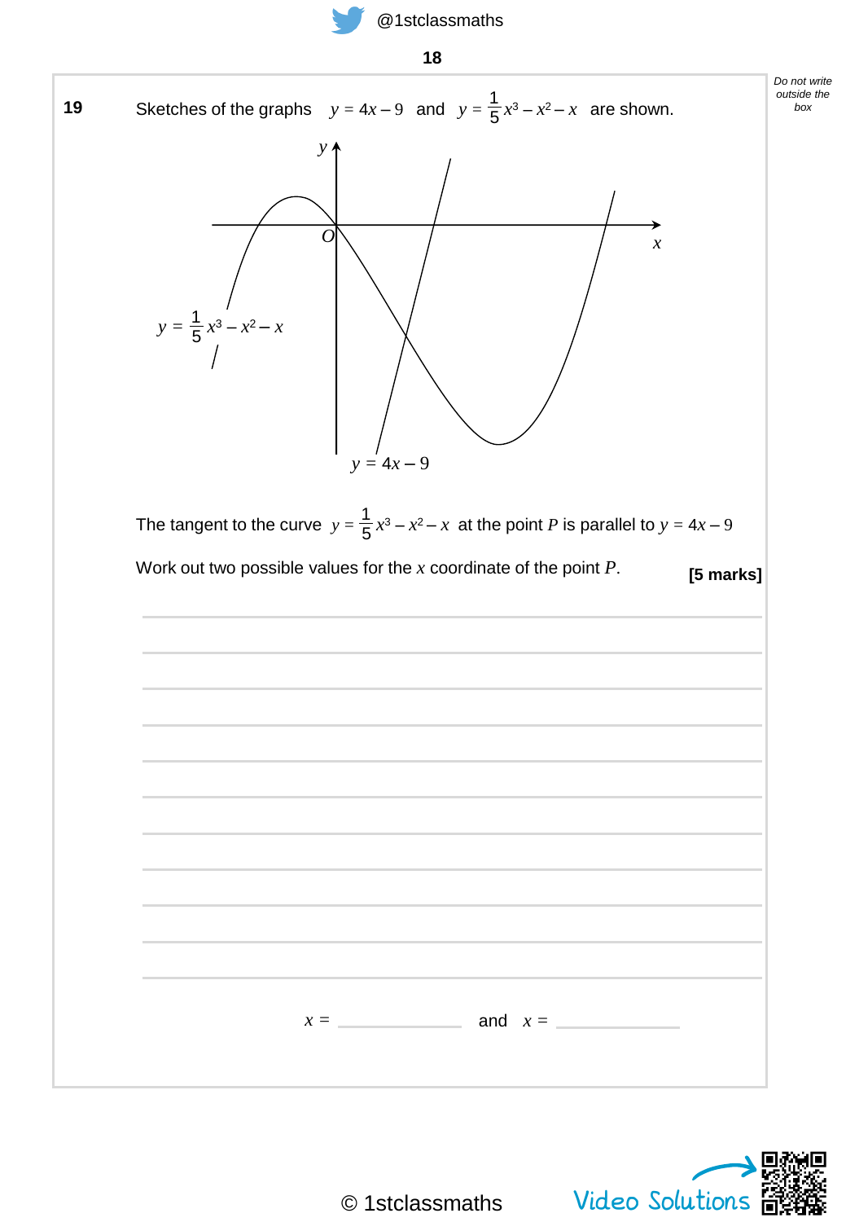**19** Sketches of the graphs $y = 4x - 9$ and $y = \frac{1}{5}x^3 - x^2 - x$ are shown.

$y = \frac{1}{5}x^3 - x^2 - x$

$y = 4x - 9$

The tangent to the curve $y = \frac{1}{5}x^3 - x^2 - x$ at the point $P$ is parallel to $y = 4x - 9$

Work out two possible values for the $x$ coordinate of the point $P$. **[5 marks]**

$x =$ \_\_\_\_\_\_\_\_\_\_\_\_ and $x =$ \_\_\_\_\_\_\_\_\_\_\_\_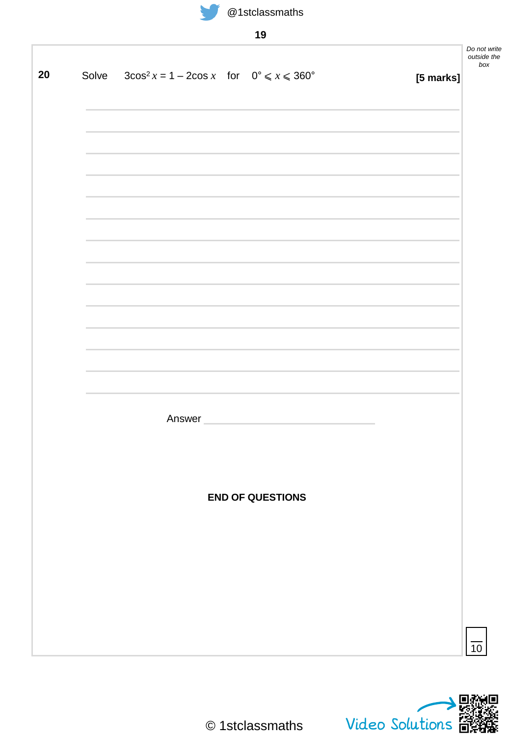**20** Solve $3\cos^2 x = 1 - 2\cos x$ for $0° \leqslant x \leqslant 360°$ **[5 marks]**

Answer ______________________

**END OF QUESTIONS**

© 1stclassmaths

Video Solutions